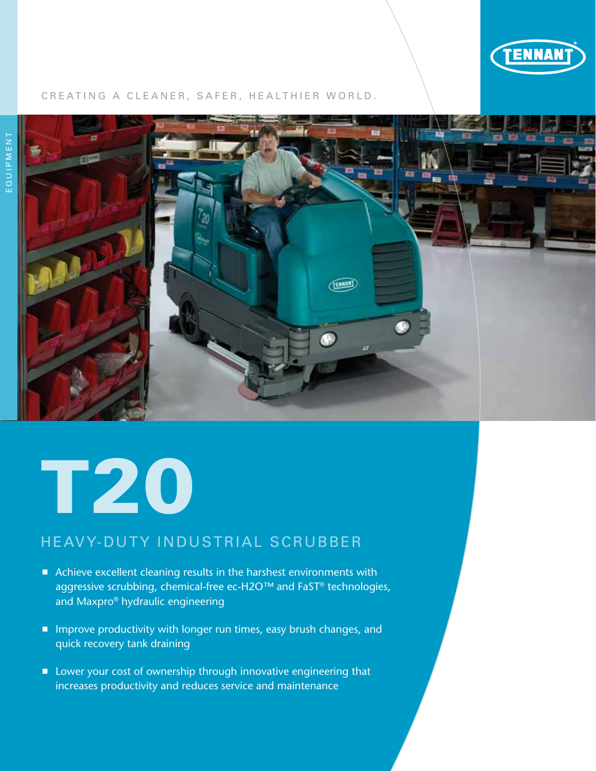TENNANT

CREATING A CLEANER, SAFER, HEALTHIER WORLD.

EQUIPMENT

# T20

## HEAVY-DUTY INDUSTRIAL SCRUBBER

- Achieve excellent cleaning results in the harshest environments with aggressive scrubbing, chemical-free ec-H2O™ and FaST® technologies, and Maxpro® hydraulic engineering
- Improve productivity with longer run times, easy brush changes, and quick recovery tank draining
- Lower your cost of ownership through innovative engineering that increases productivity and reduces service and maintenance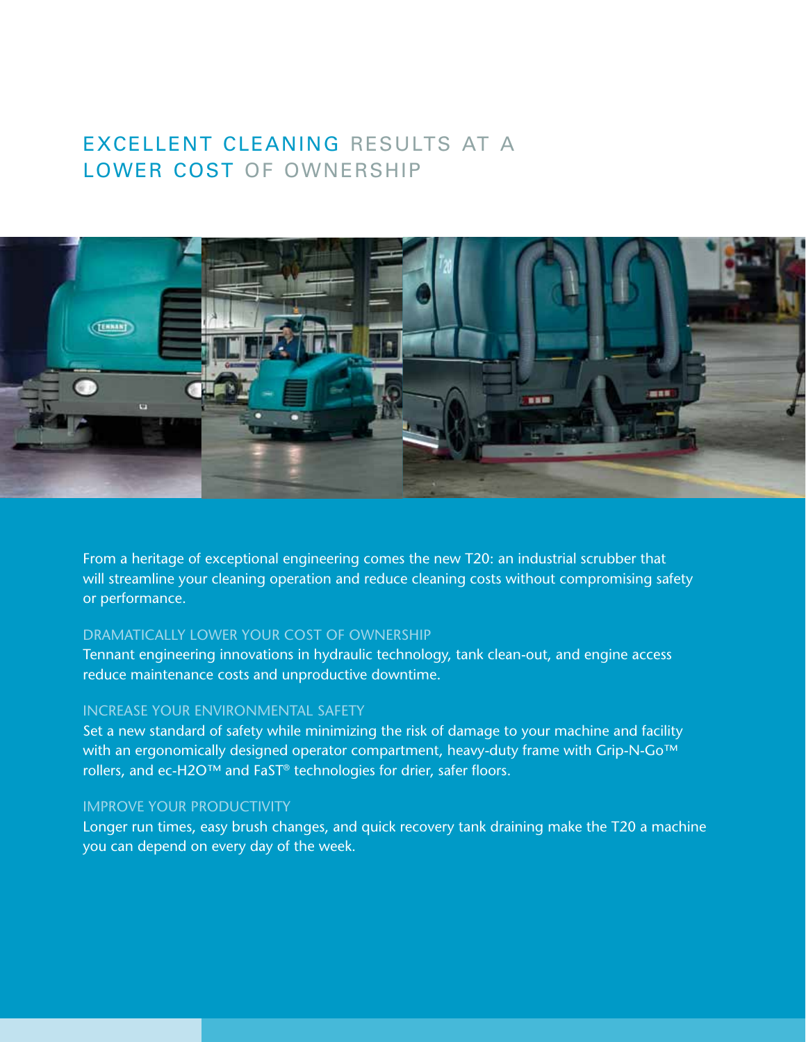# EXCELLENT CLEANING RESULTS AT A LOWER COST OF OWNERSHIP

From a heritage of exceptional engineering comes the new T20: an industrial scrubber that will streamline your cleaning operation and reduce cleaning costs without compromising safety or performance.

## DRAMATICALLY LOWER YOUR COST OF OWNERSHIP

Tennant engineering innovations in hydraulic technology, tank clean-out, and engine access reduce maintenance costs and unproductive downtime.

## INCREASE YOUR ENVIRONMENTAL SAFETY

Set a new standard of safety while minimizing the risk of damage to your machine and facility with an ergonomically designed operator compartment, heavy-duty frame with Grip-N-Go™ rollers, and ec-H2O™ and FaST® technologies for drier, safer floors.

## IMPROVE YOUR PRODUCTIVITY

Longer run times, easy brush changes, and quick recovery tank draining make the T20 a machine you can depend on every day of the week.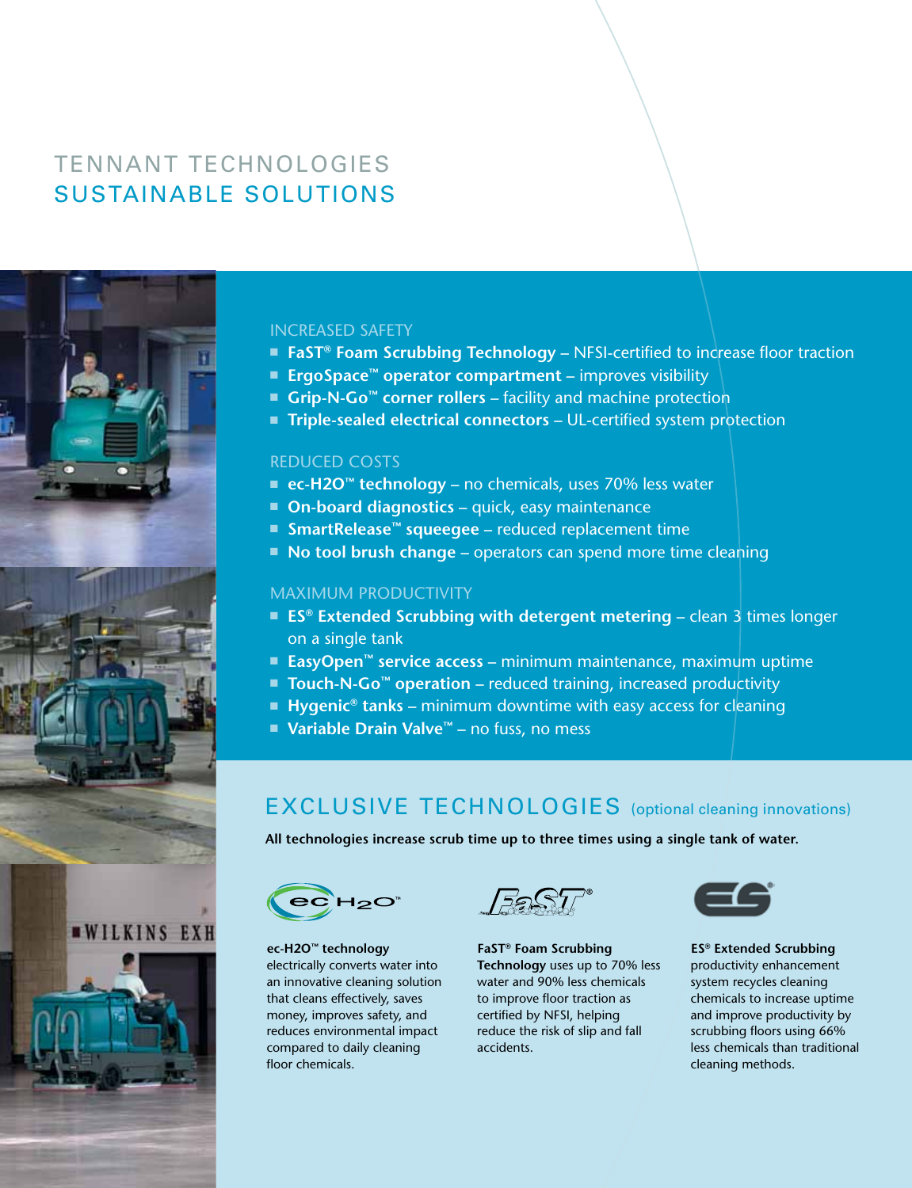# TENNANT TECHNOLOGIES
## SUSTAINABLE SOLUTIONS

### INCREASED SAFETY

- **FaST® Foam Scrubbing Technology** – NFSI-certified to increase floor traction
- **ErgoSpace™ operator compartment** – improves visibility
- **Grip-N-Go™ corner rollers** – facility and machine protection
- **Triple-sealed electrical connectors** – UL-certified system protection

### REDUCED COSTS

- **ec-H2O™ technology** – no chemicals, uses 70% less water
- **On-board diagnostics** – quick, easy maintenance
- **SmartRelease™ squeegee** – reduced replacement time
- **No tool brush change** – operators can spend more time cleaning

### MAXIMUM PRODUCTIVITY

- **ES® Extended Scrubbing with detergent metering** – clean 3 times longer on a single tank
- **EasyOpen™ service access** – minimum maintenance, maximum uptime
- **Touch-N-Go™ operation** – reduced training, increased productivity
- **Hygenic® tanks** – minimum downtime with easy access for cleaning
- **Variable Drain Valve™** – no fuss, no mess

## EXCLUSIVE TECHNOLOGIES (optional cleaning innovations)

**All technologies increase scrub time up to three times using a single tank of water.**

**ec-H2O™ technology** electrically converts water into an innovative cleaning solution that cleans effectively, saves money, improves safety, and reduces environmental impact compared to daily cleaning floor chemicals.

**FaST® Foam Scrubbing Technology** uses up to 70% less water and 90% less chemicals to improve floor traction as certified by NFSI, helping reduce the risk of slip and fall accidents.

**ES® Extended Scrubbing** productivity enhancement system recycles cleaning chemicals to increase uptime and improve productivity by scrubbing floors using 66% less chemicals than traditional cleaning methods.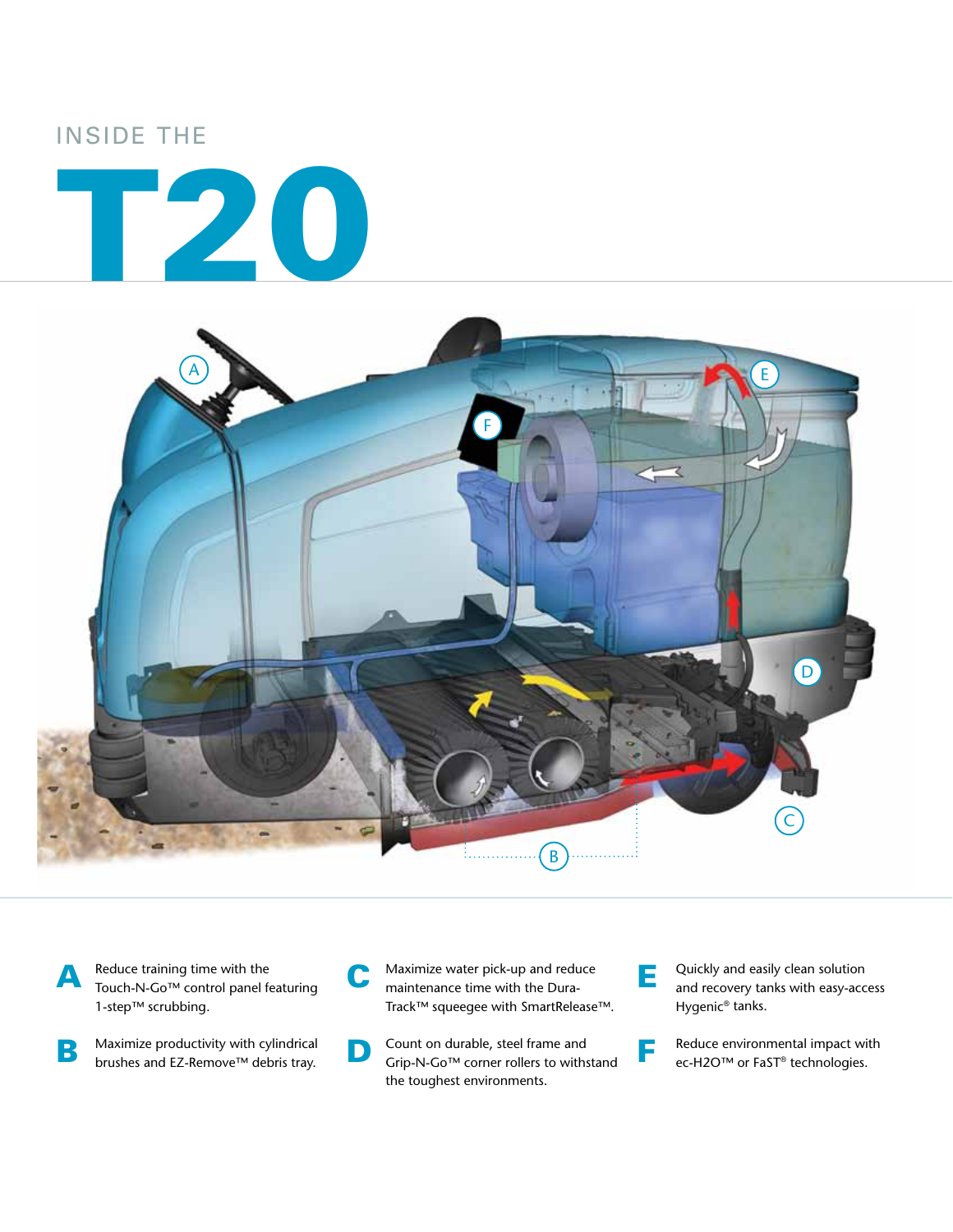INSIDE THE

# T20

**A** Reduce training time with the Touch-N-Go™ control panel featuring 1-step™ scrubbing.

**B** Maximize productivity with cylindrical brushes and EZ-Remove™ debris tray.

**C** Maximize water pick-up and reduce maintenance time with the Dura-Track™ squeegee with SmartRelease™.

**D** Count on durable, steel frame and Grip-N-Go™ corner rollers to withstand the toughest environments.

**E** Quickly and easily clean solution and recovery tanks with easy-access Hygenic® tanks.

**F** Reduce environmental impact with ec-H2O™ or FaST® technologies.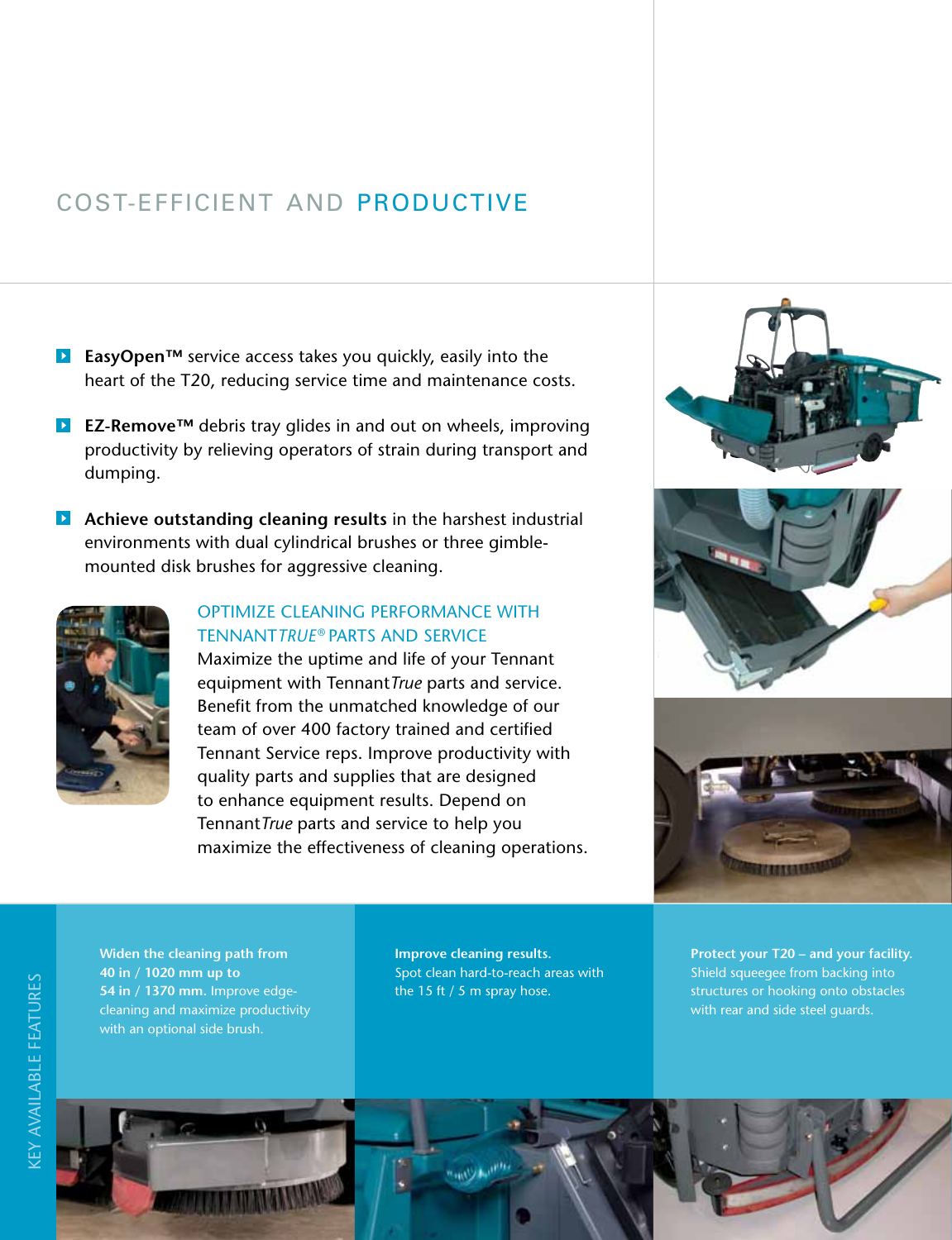# COST-EFFICIENT AND PRODUCTIVE

- **EasyOpen™** service access takes you quickly, easily into the heart of the T20, reducing service time and maintenance costs.
- **EZ-Remove™** debris tray glides in and out on wheels, improving productivity by relieving operators of strain during transport and dumping.
- **Achieve outstanding cleaning results** in the harshest industrial environments with dual cylindrical brushes or three gimble-mounted disk brushes for aggressive cleaning.

## OPTIMIZE CLEANING PERFORMANCE WITH TENNANT*TRUE*® PARTS AND SERVICE

Maximize the uptime and life of your Tennant equipment with Tennant*True* parts and service. Benefit from the unmatched knowledge of our team of over 400 factory trained and certified Tennant Service reps. Improve productivity with quality parts and supplies that are designed to enhance equipment results. Depend on Tennant*True* parts and service to help you maximize the effectiveness of cleaning operations.

## KEY AVAILABLE FEATURES

**Widen the cleaning path from 40 in / 1020 mm up to 54 in / 1370 mm.** Improve edge-cleaning and maximize productivity with an optional side brush.

**Improve cleaning results.** Spot clean hard-to-reach areas with the 15 ft / 5 m spray hose.

**Protect your T20 – and your facility.** Shield squeegee from backing into structures or hooking onto obstacles with rear and side steel guards.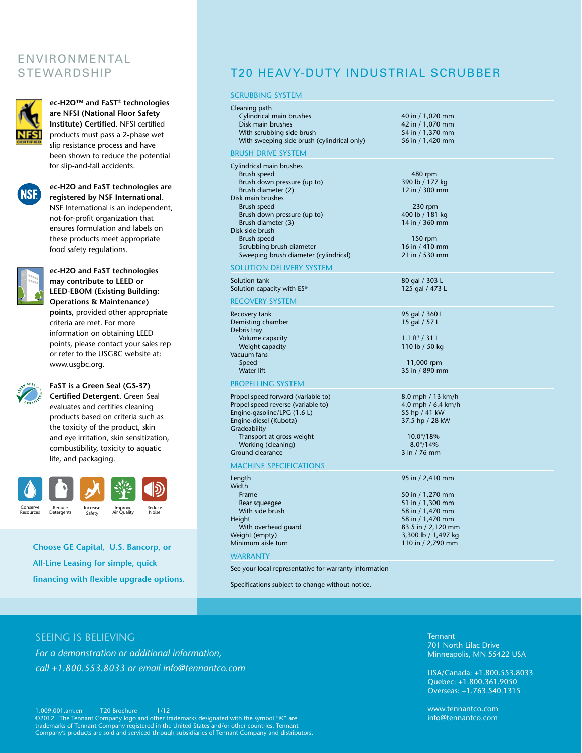## ENVIRONMENTAL STEWARDSHIP

**ec-H2O™ and FaST® technologies are NFSI (National Floor Safety Institute) Certified.** NFSI certified products must pass a 2-phase wet slip resistance process and have been shown to reduce the potential for slip-and-fall accidents.

**ec-H2O and FaST technologies are registered by NSF International.** NSF International is an independent, not-for-profit organization that ensures formulation and labels on these products meet appropriate food safety regulations.

**ec-H2O and FaST technologies may contribute to LEED or LEED-EBOM (Existing Building: Operations & Maintenance) points,** provided other appropriate criteria are met. For more information on obtaining LEED points, please contact your sales rep or refer to the USGBC website at: www.usgbc.org.

**FaST is a Green Seal (GS-37) Certified Detergent.** Green Seal evaluates and certifies cleaning products based on criteria such as the toxicity of the product, skin and eye irritation, skin sensitization, combustibility, toxicity to aquatic life, and packaging.

Conserve Resources | Reduce Detergents | Increase Safety | Improve Air Quality | Reduce Noise

**Choose GE Capital, U.S. Bancorp, or All-Line Leasing for simple, quick financing with flexible upgrade options.**

## T20 HEAVY-DUTY INDUSTRIAL SCRUBBER

### SCRUBBING SYSTEM

| | |
|---|---|
| Cleaning path | |
| Cylindrical main brushes | 40 in / 1,020 mm |
| Disk main brushes | 42 in / 1,070 mm |
| With scrubbing side brush | 54 in / 1,370 mm |
| With sweeping side brush (cylindrical only) | 56 in / 1,420 mm |

### BRUSH DRIVE SYSTEM

| | |
|---|---|
| Cylindrical main brushes | |
| Brush speed | 480 rpm |
| Brush down pressure (up to) | 390 lb / 177 kg |
| Brush diameter (2) | 12 in / 300 mm |
| Disk main brushes | |
| Brush speed | 230 rpm |
| Brush down pressure (up to) | 400 lb / 181 kg |
| Brush diameter (3) | 14 in / 360 mm |
| Disk side brush | |
| Brush speed | 150 rpm |
| Scrubbing brush diameter | 16 in / 410 mm |
| Sweeping brush diameter (cylindrical) | 21 in / 530 mm |

### SOLUTION DELIVERY SYSTEM

| | |
|---|---|
| Solution tank | 80 gal / 303 L |
| Solution capacity with ES® | 125 gal / 473 L |

### RECOVERY SYSTEM

| | |
|---|---|
| Recovery tank | 95 gal / 360 L |
| Demisting chamber | 15 gal / 57 L |
| Debris tray | |
| Volume capacity | 1.1 ft³ / 31 L |
| Weight capacity | 110 lb / 50 kg |
| Vacuum fans | |
| Speed | 11,000 rpm |
| Water lift | 35 in / 890 mm |

### PROPELLING SYSTEM

| | |
|---|---|
| Propel speed forward (variable to) | 8.0 mph / 13 km/h |
| Propel speed reverse (variable to) | 4.0 mph / 6.4 km/h |
| Engine-gasoline/LPG (1.6 L) | 55 hp / 41 kW |
| Engine-diesel (Kubota) | 37.5 hp / 28 kW |
| Gradeability | |
| Transport at gross weight | 10.0°/18% |
| Working (cleaning) | 8.0°/14% |
| Ground clearance | 3 in / 76 mm |

### MACHINE SPECIFICATIONS

| | |
|---|---|
| Length | 95 in / 2,410 mm |
| Width | |
| Frame | 50 in / 1,270 mm |
| Rear squeegee | 51 in / 1,300 mm |
| With side brush | 58 in / 1,470 mm |
| Height | 58 in / 1,470 mm |
| With overhead guard | 83.5 in / 2,120 mm |
| Weight (empty) | 3,300 lb / 1,497 kg |
| Minimum aisle turn | 110 in / 2,790 mm |

### WARRANTY

See your local representative for warranty information

Specifications subject to change without notice.

## SEEING IS BELIEVING

*For a demonstration or additional information, call +1.800.553.8033 or email info@tennantco.com*

Tennant
701 North Lilac Drive
Minneapolis, MN 55422 USA

USA/Canada: +1.800.553.8033
Quebec: +1.800.361.9050
Overseas: +1.763.540.1315

www.tennantco.com
info@tennantco.com

1.009.001.am.en T20 Brochure 1/12
©2012 The Tennant Company logo and other trademarks designated with the symbol "®" are trademarks of Tennant Company registered in the United States and/or other countries. Tennant Company's products are sold and serviced through subsidiaries of Tennant Company and distributors.